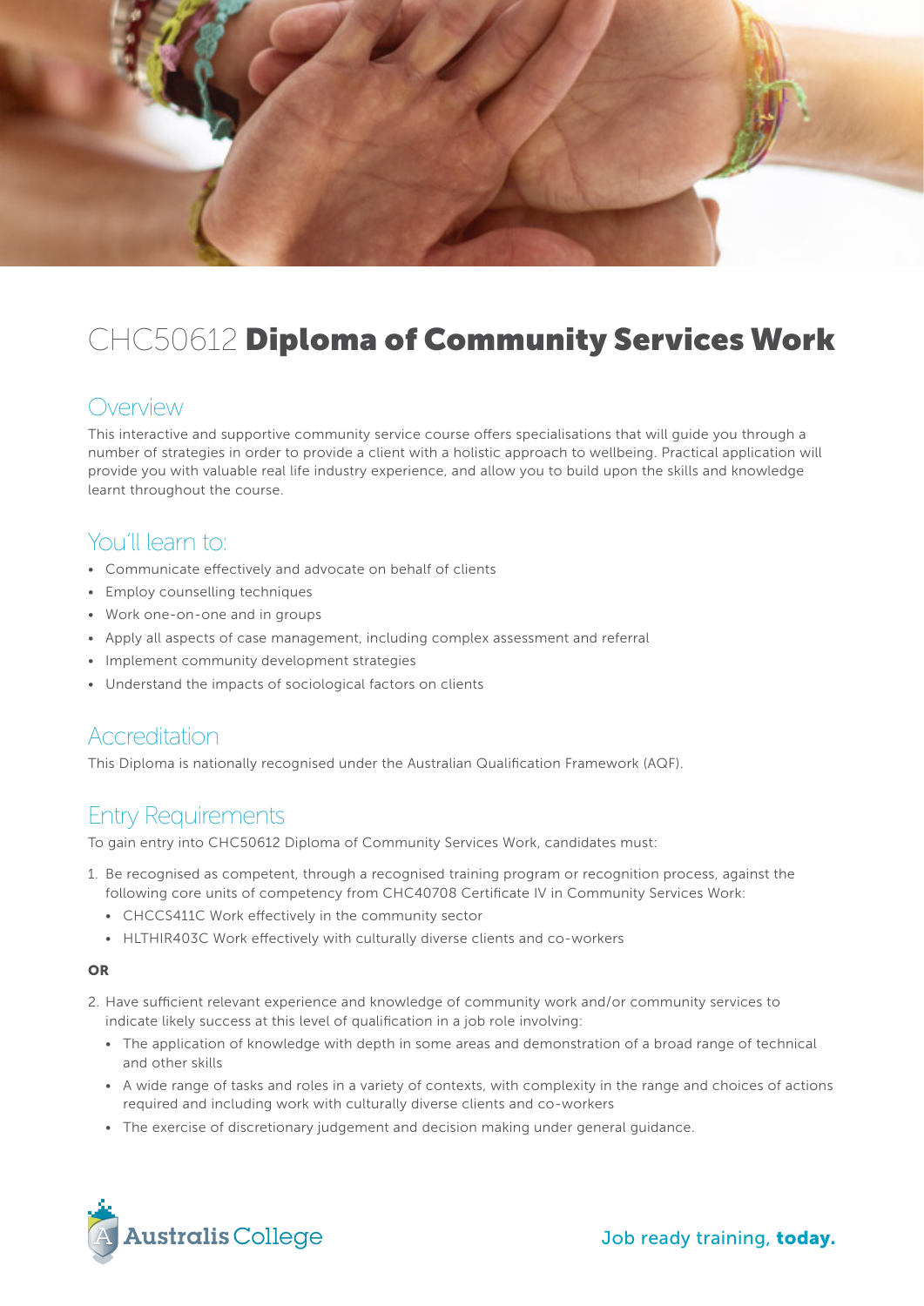# CHC50612 **Diploma of Community Services Work**

## Overview

This interactive and supportive community service course offers specialisations that will guide you through a number of strategies in order to provide a client with a holistic approach to wellbeing. Practical application will provide you with valuable real life industry experience, and allow you to build upon the skills and knowledge learnt throughout the course.

## You'll learn to:

- Communicate effectively and advocate on behalf of clients
- Employ counselling techniques
- Work one-on-one and in groups
- Apply all aspects of case management, including complex assessment and referral
- Implement community development strategies
- Understand the impacts of sociological factors on clients

## Accreditation

This Diploma is nationally recognised under the Australian Qualification Framework (AQF).

## Entry Requirements

To gain entry into CHC50612 Diploma of Community Services Work, candidates must:

1. Be recognised as competent, through a recognised training program or recognition process, against the following core units of competency from CHC40708 Certificate IV in Community Services Work:
   - CHCCS411C Work effectively in the community sector
   - HLTHIR403C Work effectively with culturally diverse clients and co-workers

**OR**

2. Have sufficient relevant experience and knowledge of community work and/or community services to indicate likely success at this level of qualification in a job role involving:
   - The application of knowledge with depth in some areas and demonstration of a broad range of technical and other skills
   - A wide range of tasks and roles in a variety of contexts, with complexity in the range and choices of actions required and including work with culturally diverse clients and co-workers
   - The exercise of discretionary judgement and decision making under general guidance.

Australis College

Job ready training, **today.**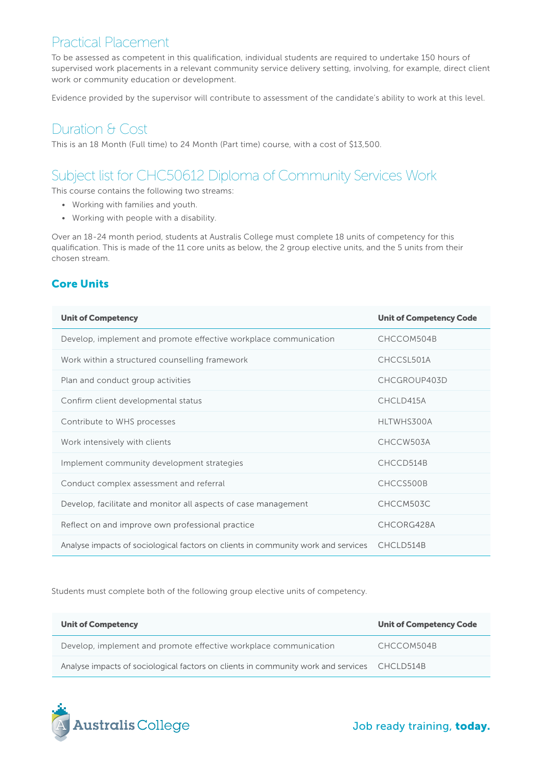## Practical Placement

To be assessed as competent in this qualification, individual students are required to undertake 150 hours of supervised work placements in a relevant community service delivery setting, involving, for example, direct client work or community education or development.

Evidence provided by the supervisor will contribute to assessment of the candidate's ability to work at this level.

## Duration & Cost

This is an 18 Month (Full time) to 24 Month (Part time) course, with a cost of $13,500.

## Subject list for CHC50612 Diploma of Community Services Work

This course contains the following two streams:

- Working with families and youth.
- Working with people with a disability.

Over an 18-24 month period, students at Australis College must complete 18 units of competency for this qualification. This is made of the 11 core units as below, the 2 group elective units, and the 5 units from their chosen stream.

### Core Units

| Unit of Competency | Unit of Competency Code |
|---|---|
| Develop, implement and promote effective workplace communication | CHCCOM504B |
| Work within a structured counselling framework | CHCCSL501A |
| Plan and conduct group activities | CHCGROUP403D |
| Confirm client developmental status | CHCLD415A |
| Contribute to WHS processes | HLTWHS300A |
| Work intensively with clients | CHCCW503A |
| Implement community development strategies | CHCCD514B |
| Conduct complex assessment and referral | CHCCS500B |
| Develop, facilitate and monitor all aspects of case management | CHCCM503C |
| Reflect on and improve own professional practice | CHCORG428A |
| Analyse impacts of sociological factors on clients in community work and services | CHCLD514B |

Students must complete both of the following group elective units of competency.

| Unit of Competency | Unit of Competency Code |
|---|---|
| Develop, implement and promote effective workplace communication | CHCCOM504B |
| Analyse impacts of sociological factors on clients in community work and services | CHCLD514B |

Australis College

Job ready training, **today.**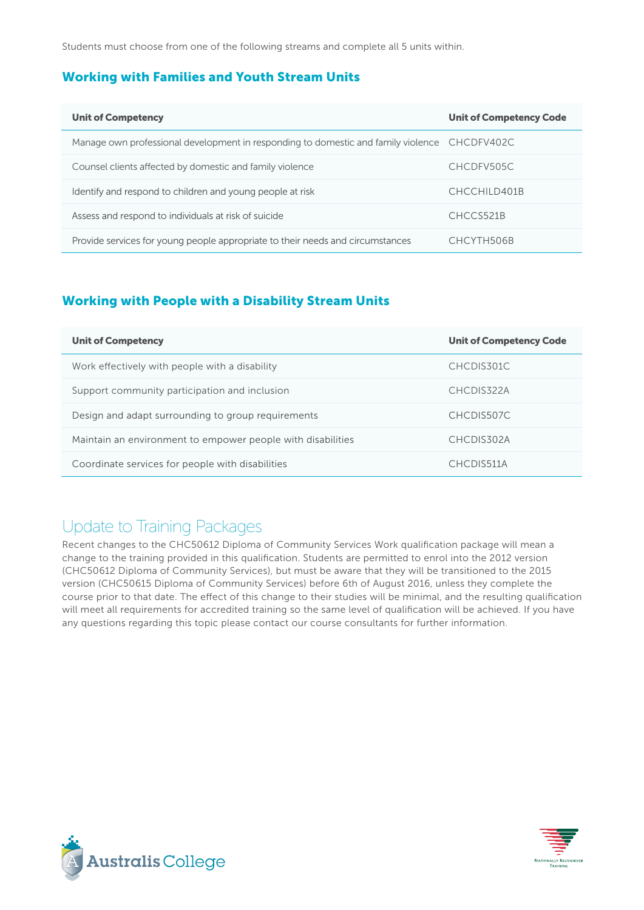Students must choose from one of the following streams and complete all 5 units within.

## Working with Families and Youth Stream Units

| Unit of Competency | Unit of Competency Code |
|---|---|
| Manage own professional development in responding to domestic and family violence | CHCDFV402C |
| Counsel clients affected by domestic and family violence | CHCDFV505C |
| Identify and respond to children and young people at risk | CHCCHILD401B |
| Assess and respond to individuals at risk of suicide | CHCCS521B |
| Provide services for young people appropriate to their needs and circumstances | CHCYTH506B |

## Working with People with a Disability Stream Units

| Unit of Competency | Unit of Competency Code |
|---|---|
| Work effectively with people with a disability | CHCDIS301C |
| Support community participation and inclusion | CHCDIS322A |
| Design and adapt surrounding to group requirements | CHCDIS507C |
| Maintain an environment to empower people with disabilities | CHCDIS302A |
| Coordinate services for people with disabilities | CHCDIS511A |

## Update to Training Packages

Recent changes to the CHC50612 Diploma of Community Services Work qualification package will mean a change to the training provided in this qualification. Students are permitted to enrol into the 2012 version (CHC50612 Diploma of Community Services), but must be aware that they will be transitioned to the 2015 version (CHC50615 Diploma of Community Services) before 6th of August 2016, unless they complete the course prior to that date. The effect of this change to their studies will be minimal, and the resulting qualification will meet all requirements for accredited training so the same level of qualification will be achieved. If you have any questions regarding this topic please contact our course consultants for further information.